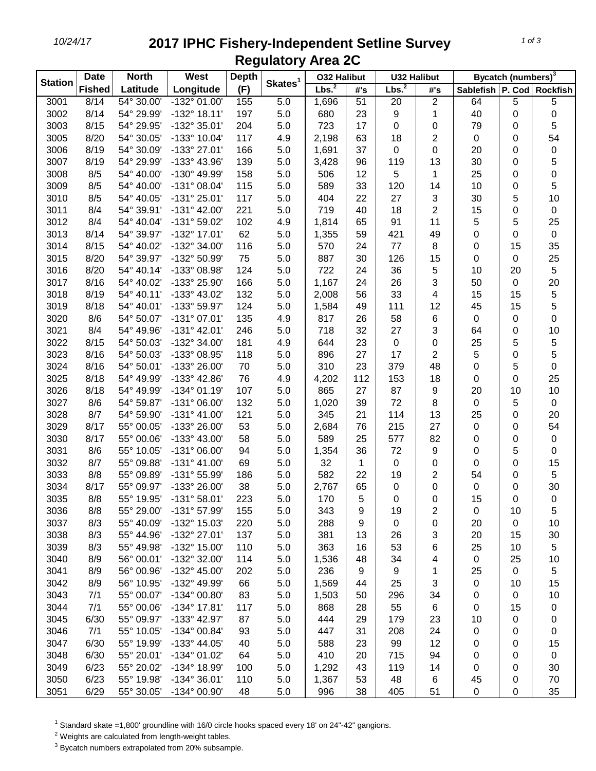# 2017 IPHC Fishery-Independent Setline Survey
## Regulatory Area 2C

| Station | Date Fished | North Latitude | West Longitude | Depth (F) | Skates[1] | O32 Halibut Lbs.[2] | O32 Halibut #'s | U32 Halibut Lbs.[2] | U32 Halibut #'s | Bycatch (numbers)[3] Sablefish | P. Cod | Rockfish |
|---|---|---|---|---|---|---|---|---|---|---|---|---|
| 3001 | 8/14 | 54° 30.00' | -132° 01.00' | 155 | 5.0 | 1,696 | 51 | 20 | 2 | 64 | 5 | 5 |
| 3002 | 8/14 | 54° 29.99' | -132° 18.11' | 197 | 5.0 | 680 | 23 | 9 | 1 | 40 | 0 | 0 |
| 3003 | 8/15 | 54° 29.95' | -132° 35.01' | 204 | 5.0 | 723 | 17 | 0 | 0 | 79 | 0 | 5 |
| 3005 | 8/20 | 54° 30.05' | -133° 10.04' | 117 | 4.9 | 2,198 | 63 | 18 | 2 | 0 | 0 | 54 |
| 3006 | 8/19 | 54° 30.09' | -133° 27.01' | 166 | 5.0 | 1,691 | 37 | 0 | 0 | 20 | 0 | 0 |
| 3007 | 8/19 | 54° 29.99' | -133° 43.96' | 139 | 5.0 | 3,428 | 96 | 119 | 13 | 30 | 0 | 5 |
| 3008 | 8/5 | 54° 40.00' | -130° 49.99' | 158 | 5.0 | 506 | 12 | 5 | 1 | 25 | 0 | 0 |
| 3009 | 8/5 | 54° 40.00' | -131° 08.04' | 115 | 5.0 | 589 | 33 | 120 | 14 | 10 | 0 | 5 |
| 3010 | 8/5 | 54° 40.05' | -131° 25.01' | 117 | 5.0 | 404 | 22 | 27 | 3 | 30 | 5 | 10 |
| 3011 | 8/4 | 54° 39.91' | -131° 42.00' | 221 | 5.0 | 719 | 40 | 18 | 2 | 15 | 0 | 0 |
| 3012 | 8/4 | 54° 40.04' | -131° 59.02' | 102 | 4.9 | 1,814 | 65 | 91 | 11 | 5 | 5 | 25 |
| 3013 | 8/14 | 54° 39.97' | -132° 17.01' | 62 | 5.0 | 1,355 | 59 | 421 | 49 | 0 | 0 | 0 |
| 3014 | 8/15 | 54° 40.02' | -132° 34.00' | 116 | 5.0 | 570 | 24 | 77 | 8 | 0 | 15 | 35 |
| 3015 | 8/20 | 54° 39.97' | -132° 50.99' | 75 | 5.0 | 887 | 30 | 126 | 15 | 0 | 0 | 25 |
| 3016 | 8/20 | 54° 40.14' | -133° 08.98' | 124 | 5.0 | 722 | 24 | 36 | 5 | 10 | 20 | 5 |
| 3017 | 8/16 | 54° 40.02' | -133° 25.90' | 166 | 5.0 | 1,167 | 24 | 26 | 3 | 50 | 0 | 20 |
| 3018 | 8/19 | 54° 40.11' | -133° 43.02' | 132 | 5.0 | 2,008 | 56 | 33 | 4 | 15 | 15 | 5 |
| 3019 | 8/18 | 54° 40.01' | -133° 59.97' | 124 | 5.0 | 1,584 | 49 | 111 | 12 | 45 | 15 | 5 |
| 3020 | 8/6 | 54° 50.07' | -131° 07.01' | 135 | 4.9 | 817 | 26 | 58 | 6 | 0 | 0 | 0 |
| 3021 | 8/4 | 54° 49.96' | -131° 42.01' | 246 | 5.0 | 718 | 32 | 27 | 3 | 64 | 0 | 10 |
| 3022 | 8/15 | 54° 50.03' | -132° 34.00' | 181 | 4.9 | 644 | 23 | 0 | 0 | 25 | 5 | 5 |
| 3023 | 8/16 | 54° 50.03' | -133° 08.95' | 118 | 5.0 | 896 | 27 | 17 | 2 | 5 | 0 | 5 |
| 3024 | 8/16 | 54° 50.01' | -133° 26.00' | 70 | 5.0 | 310 | 23 | 379 | 48 | 0 | 5 | 0 |
| 3025 | 8/18 | 54° 49.99' | -133° 42.86' | 76 | 4.9 | 4,202 | 112 | 153 | 18 | 0 | 0 | 25 |
| 3026 | 8/18 | 54° 49.99' | -134° 01.19' | 107 | 5.0 | 865 | 27 | 87 | 9 | 20 | 10 | 10 |
| 3027 | 8/6 | 54° 59.87' | -131° 06.00' | 132 | 5.0 | 1,020 | 39 | 72 | 8 | 0 | 5 | 0 |
| 3028 | 8/7 | 54° 59.90' | -131° 41.00' | 121 | 5.0 | 345 | 21 | 114 | 13 | 25 | 0 | 20 |
| 3029 | 8/17 | 55° 00.05' | -133° 26.00' | 53 | 5.0 | 2,684 | 76 | 215 | 27 | 0 | 0 | 54 |
| 3030 | 8/17 | 55° 00.06' | -133° 43.00' | 58 | 5.0 | 589 | 25 | 577 | 82 | 0 | 0 | 0 |
| 3031 | 8/6 | 55° 10.05' | -131° 06.00' | 94 | 5.0 | 1,354 | 36 | 72 | 9 | 0 | 5 | 0 |
| 3032 | 8/7 | 55° 09.88' | -131° 41.00' | 69 | 5.0 | 32 | 1 | 0 | 0 | 0 | 0 | 15 |
| 3033 | 8/8 | 55° 09.89' | -131° 55.99' | 186 | 5.0 | 582 | 22 | 19 | 2 | 54 | 0 | 5 |
| 3034 | 8/17 | 55° 09.97' | -133° 26.00' | 38 | 5.0 | 2,767 | 65 | 0 | 0 | 0 | 0 | 30 |
| 3035 | 8/8 | 55° 19.95' | -131° 58.01' | 223 | 5.0 | 170 | 5 | 0 | 0 | 15 | 0 | 0 |
| 3036 | 8/8 | 55° 29.00' | -131° 57.99' | 155 | 5.0 | 343 | 9 | 19 | 2 | 0 | 10 | 5 |
| 3037 | 8/3 | 55° 40.09' | -132° 15.03' | 220 | 5.0 | 288 | 9 | 0 | 0 | 20 | 0 | 10 |
| 3038 | 8/3 | 55° 44.96' | -132° 27.01' | 137 | 5.0 | 381 | 13 | 26 | 3 | 20 | 15 | 30 |
| 3039 | 8/3 | 55° 49.98' | -132° 15.00' | 110 | 5.0 | 363 | 16 | 53 | 6 | 25 | 10 | 5 |
| 3040 | 8/9 | 56° 00.01' | -132° 32.00' | 114 | 5.0 | 1,536 | 48 | 34 | 4 | 0 | 25 | 10 |
| 3041 | 8/9 | 56° 00.96' | -132° 45.00' | 202 | 5.0 | 236 | 9 | 9 | 1 | 25 | 0 | 5 |
| 3042 | 8/9 | 56° 10.95' | -132° 49.99' | 66 | 5.0 | 1,569 | 44 | 25 | 3 | 0 | 10 | 15 |
| 3043 | 7/1 | 55° 00.07' | -134° 00.80' | 83 | 5.0 | 1,503 | 50 | 296 | 34 | 0 | 0 | 10 |
| 3044 | 7/1 | 55° 00.06' | -134° 17.81' | 117 | 5.0 | 868 | 28 | 55 | 6 | 0 | 15 | 0 |
| 3045 | 6/30 | 55° 09.97' | -133° 42.97' | 87 | 5.0 | 444 | 29 | 179 | 23 | 10 | 0 | 0 |
| 3046 | 7/1 | 55° 10.05' | -134° 00.84' | 93 | 5.0 | 447 | 31 | 208 | 24 | 0 | 0 | 0 |
| 3047 | 6/30 | 55° 19.99' | -133° 44.05' | 40 | 5.0 | 588 | 23 | 99 | 12 | 0 | 0 | 15 |
| 3048 | 6/30 | 55° 20.01' | -134° 01.02' | 64 | 5.0 | 410 | 20 | 715 | 94 | 0 | 0 | 0 |
| 3049 | 6/23 | 55° 20.02' | -134° 18.99' | 100 | 5.0 | 1,292 | 43 | 119 | 14 | 0 | 0 | 30 |
| 3050 | 6/23 | 55° 19.98' | -134° 36.01' | 110 | 5.0 | 1,367 | 53 | 48 | 6 | 45 | 0 | 70 |
| 3051 | 6/29 | 55° 30.05' | -134° 00.90' | 48 | 5.0 | 996 | 38 | 405 | 51 | 0 | 0 | 35 |

[1] Standard skate =1,800' groundline with 16/0 circle hooks spaced every 18' on 24"-42" gangions.

[2] Weights are calculated from length-weight tables.

[3] Bycatch numbers extrapolated from 20% subsample.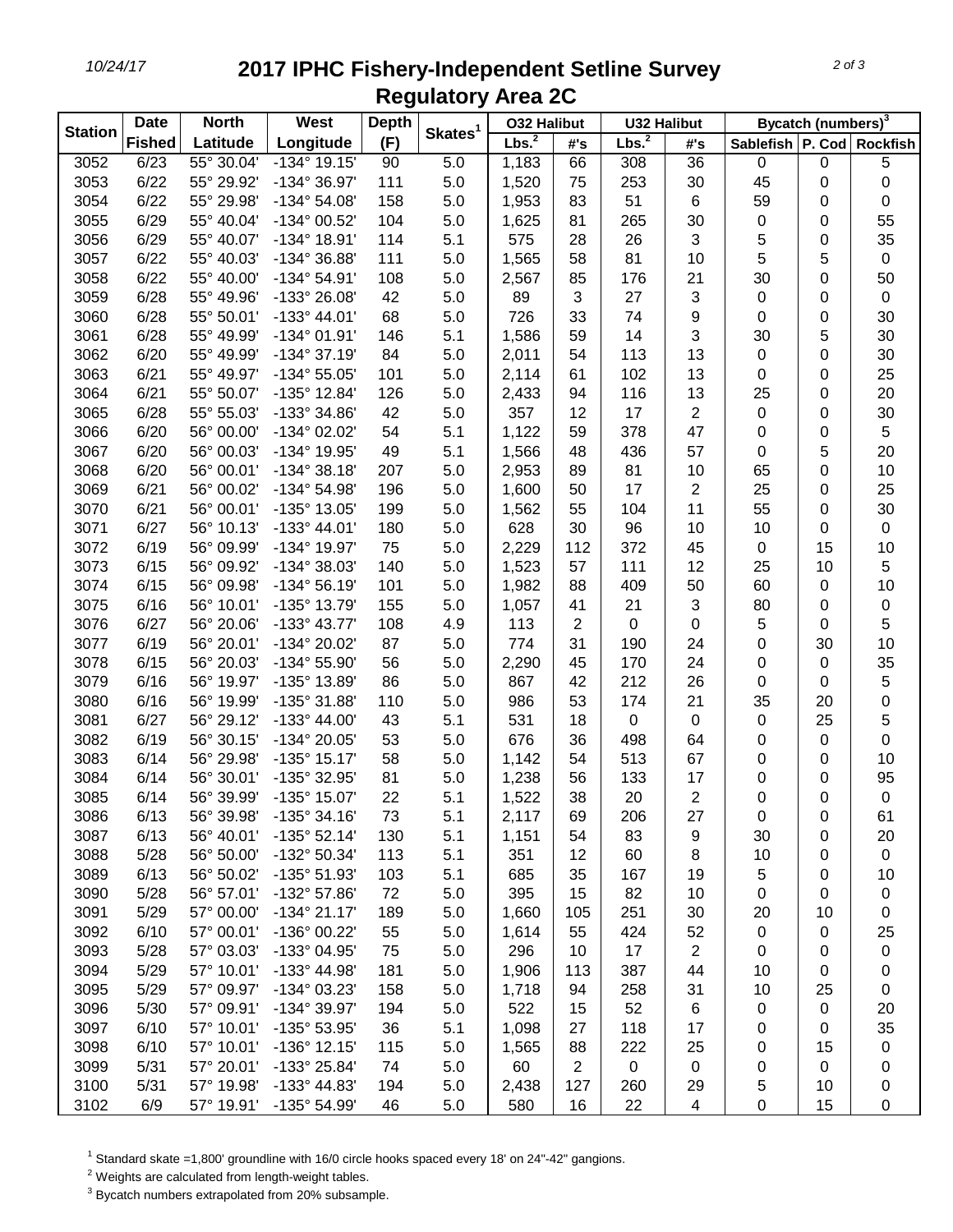# 2017 IPHC Fishery-Independent Setline Survey
## Regulatory Area 2C

| Station | Date Fished | North Latitude | West Longitude | Depth (F) | Skates[1] | O32 Halibut Lbs.[2] | O32 Halibut #'s | U32 Halibut Lbs.[2] | U32 Halibut #'s | Bycatch (numbers)[3] Sablefish | P. Cod | Rockfish |
|---|---|---|---|---|---|---|---|---|---|---|---|---|
| 3052 | 6/23 | 55° 30.04' | -134° 19.15' | 90 | 5.0 | 1,183 | 66 | 308 | 36 | 0 | 0 | 5 |
| 3053 | 6/22 | 55° 29.92' | -134° 36.97' | 111 | 5.0 | 1,520 | 75 | 253 | 30 | 45 | 0 | 0 |
| 3054 | 6/22 | 55° 29.98' | -134° 54.08' | 158 | 5.0 | 1,953 | 83 | 51 | 6 | 59 | 0 | 0 |
| 3055 | 6/29 | 55° 40.04' | -134° 00.52' | 104 | 5.0 | 1,625 | 81 | 265 | 30 | 0 | 0 | 55 |
| 3056 | 6/29 | 55° 40.07' | -134° 18.91' | 114 | 5.1 | 575 | 28 | 26 | 3 | 5 | 0 | 35 |
| 3057 | 6/22 | 55° 40.03' | -134° 36.88' | 111 | 5.0 | 1,565 | 58 | 81 | 10 | 5 | 5 | 0 |
| 3058 | 6/22 | 55° 40.00' | -134° 54.91' | 108 | 5.0 | 2,567 | 85 | 176 | 21 | 30 | 0 | 50 |
| 3059 | 6/28 | 55° 49.96' | -133° 26.08' | 42 | 5.0 | 89 | 3 | 27 | 3 | 0 | 0 | 0 |
| 3060 | 6/28 | 55° 50.01' | -133° 44.01' | 68 | 5.0 | 726 | 33 | 74 | 9 | 0 | 0 | 30 |
| 3061 | 6/28 | 55° 49.99' | -134° 01.91' | 146 | 5.1 | 1,586 | 59 | 14 | 3 | 30 | 5 | 30 |
| 3062 | 6/20 | 55° 49.99' | -134° 37.19' | 84 | 5.0 | 2,011 | 54 | 113 | 13 | 0 | 0 | 30 |
| 3063 | 6/21 | 55° 49.97' | -134° 55.05' | 101 | 5.0 | 2,114 | 61 | 102 | 13 | 0 | 0 | 25 |
| 3064 | 6/21 | 55° 50.07' | -135° 12.84' | 126 | 5.0 | 2,433 | 94 | 116 | 13 | 25 | 0 | 20 |
| 3065 | 6/28 | 55° 55.03' | -133° 34.86' | 42 | 5.0 | 357 | 12 | 17 | 2 | 0 | 0 | 30 |
| 3066 | 6/20 | 56° 00.00' | -134° 02.02' | 54 | 5.1 | 1,122 | 59 | 378 | 47 | 0 | 0 | 5 |
| 3067 | 6/20 | 56° 00.03' | -134° 19.95' | 49 | 5.1 | 1,566 | 48 | 436 | 57 | 0 | 5 | 20 |
| 3068 | 6/20 | 56° 00.01' | -134° 38.18' | 207 | 5.0 | 2,953 | 89 | 81 | 10 | 65 | 0 | 10 |
| 3069 | 6/21 | 56° 00.02' | -134° 54.98' | 196 | 5.0 | 1,600 | 50 | 17 | 2 | 25 | 0 | 25 |
| 3070 | 6/21 | 56° 00.01' | -135° 13.05' | 199 | 5.0 | 1,562 | 55 | 104 | 11 | 55 | 0 | 30 |
| 3071 | 6/27 | 56° 10.13' | -133° 44.01' | 180 | 5.0 | 628 | 30 | 96 | 10 | 10 | 0 | 0 |
| 3072 | 6/19 | 56° 09.99' | -134° 19.97' | 75 | 5.0 | 2,229 | 112 | 372 | 45 | 0 | 15 | 10 |
| 3073 | 6/15 | 56° 09.92' | -134° 38.03' | 140 | 5.0 | 1,523 | 57 | 111 | 12 | 25 | 10 | 5 |
| 3074 | 6/15 | 56° 09.98' | -134° 56.19' | 101 | 5.0 | 1,982 | 88 | 409 | 50 | 60 | 0 | 10 |
| 3075 | 6/16 | 56° 10.01' | -135° 13.79' | 155 | 5.0 | 1,057 | 41 | 21 | 3 | 80 | 0 | 0 |
| 3076 | 6/27 | 56° 20.06' | -133° 43.77' | 108 | 4.9 | 113 | 2 | 0 | 0 | 5 | 0 | 5 |
| 3077 | 6/19 | 56° 20.01' | -134° 20.02' | 87 | 5.0 | 774 | 31 | 190 | 24 | 0 | 30 | 10 |
| 3078 | 6/15 | 56° 20.03' | -134° 55.90' | 56 | 5.0 | 2,290 | 45 | 170 | 24 | 0 | 0 | 35 |
| 3079 | 6/16 | 56° 19.97' | -135° 13.89' | 86 | 5.0 | 867 | 42 | 212 | 26 | 0 | 0 | 5 |
| 3080 | 6/16 | 56° 19.99' | -135° 31.88' | 110 | 5.0 | 986 | 53 | 174 | 21 | 35 | 20 | 0 |
| 3081 | 6/27 | 56° 29.12' | -133° 44.00' | 43 | 5.1 | 531 | 18 | 0 | 0 | 0 | 25 | 5 |
| 3082 | 6/19 | 56° 30.15' | -134° 20.05' | 53 | 5.0 | 676 | 36 | 498 | 64 | 0 | 0 | 0 |
| 3083 | 6/14 | 56° 29.98' | -135° 15.17' | 58 | 5.0 | 1,142 | 54 | 513 | 67 | 0 | 0 | 10 |
| 3084 | 6/14 | 56° 30.01' | -135° 32.95' | 81 | 5.0 | 1,238 | 56 | 133 | 17 | 0 | 0 | 95 |
| 3085 | 6/14 | 56° 39.99' | -135° 15.07' | 22 | 5.1 | 1,522 | 38 | 20 | 2 | 0 | 0 | 0 |
| 3086 | 6/13 | 56° 39.98' | -135° 34.16' | 73 | 5.1 | 2,117 | 69 | 206 | 27 | 0 | 0 | 61 |
| 3087 | 6/13 | 56° 40.01' | -135° 52.14' | 130 | 5.1 | 1,151 | 54 | 83 | 9 | 30 | 0 | 20 |
| 3088 | 5/28 | 56° 50.00' | -132° 50.34' | 113 | 5.1 | 351 | 12 | 60 | 8 | 10 | 0 | 0 |
| 3089 | 6/13 | 56° 50.02' | -135° 51.93' | 103 | 5.1 | 685 | 35 | 167 | 19 | 5 | 0 | 10 |
| 3090 | 5/28 | 56° 57.01' | -132° 57.86' | 72 | 5.0 | 395 | 15 | 82 | 10 | 0 | 0 | 0 |
| 3091 | 5/29 | 57° 00.00' | -134° 21.17' | 189 | 5.0 | 1,660 | 105 | 251 | 30 | 20 | 10 | 0 |
| 3092 | 6/10 | 57° 00.01' | -136° 00.22' | 55 | 5.0 | 1,614 | 55 | 424 | 52 | 0 | 0 | 25 |
| 3093 | 5/28 | 57° 03.03' | -133° 04.95' | 75 | 5.0 | 296 | 10 | 17 | 2 | 0 | 0 | 0 |
| 3094 | 5/29 | 57° 10.01' | -133° 44.98' | 181 | 5.0 | 1,906 | 113 | 387 | 44 | 10 | 0 | 0 |
| 3095 | 5/29 | 57° 09.97' | -134° 03.23' | 158 | 5.0 | 1,718 | 94 | 258 | 31 | 10 | 25 | 0 |
| 3096 | 5/30 | 57° 09.91' | -134° 39.97' | 194 | 5.0 | 522 | 15 | 52 | 6 | 0 | 0 | 20 |
| 3097 | 6/10 | 57° 10.01' | -135° 53.95' | 36 | 5.1 | 1,098 | 27 | 118 | 17 | 0 | 0 | 35 |
| 3098 | 6/10 | 57° 10.01' | -136° 12.15' | 115 | 5.0 | 1,565 | 88 | 222 | 25 | 0 | 15 | 0 |
| 3099 | 5/31 | 57° 20.01' | -133° 25.84' | 74 | 5.0 | 60 | 2 | 0 | 0 | 0 | 0 | 0 |
| 3100 | 5/31 | 57° 19.98' | -133° 44.83' | 194 | 5.0 | 2,438 | 127 | 260 | 29 | 5 | 10 | 0 |
| 3102 | 6/9 | 57° 19.91' | -135° 54.99' | 46 | 5.0 | 580 | 16 | 22 | 4 | 0 | 15 | 0 |

[1] Standard skate =1,800' groundline with 16/0 circle hooks spaced every 18' on 24"-42" gangions.

[2] Weights are calculated from length-weight tables.

[3] Bycatch numbers extrapolated from 20% subsample.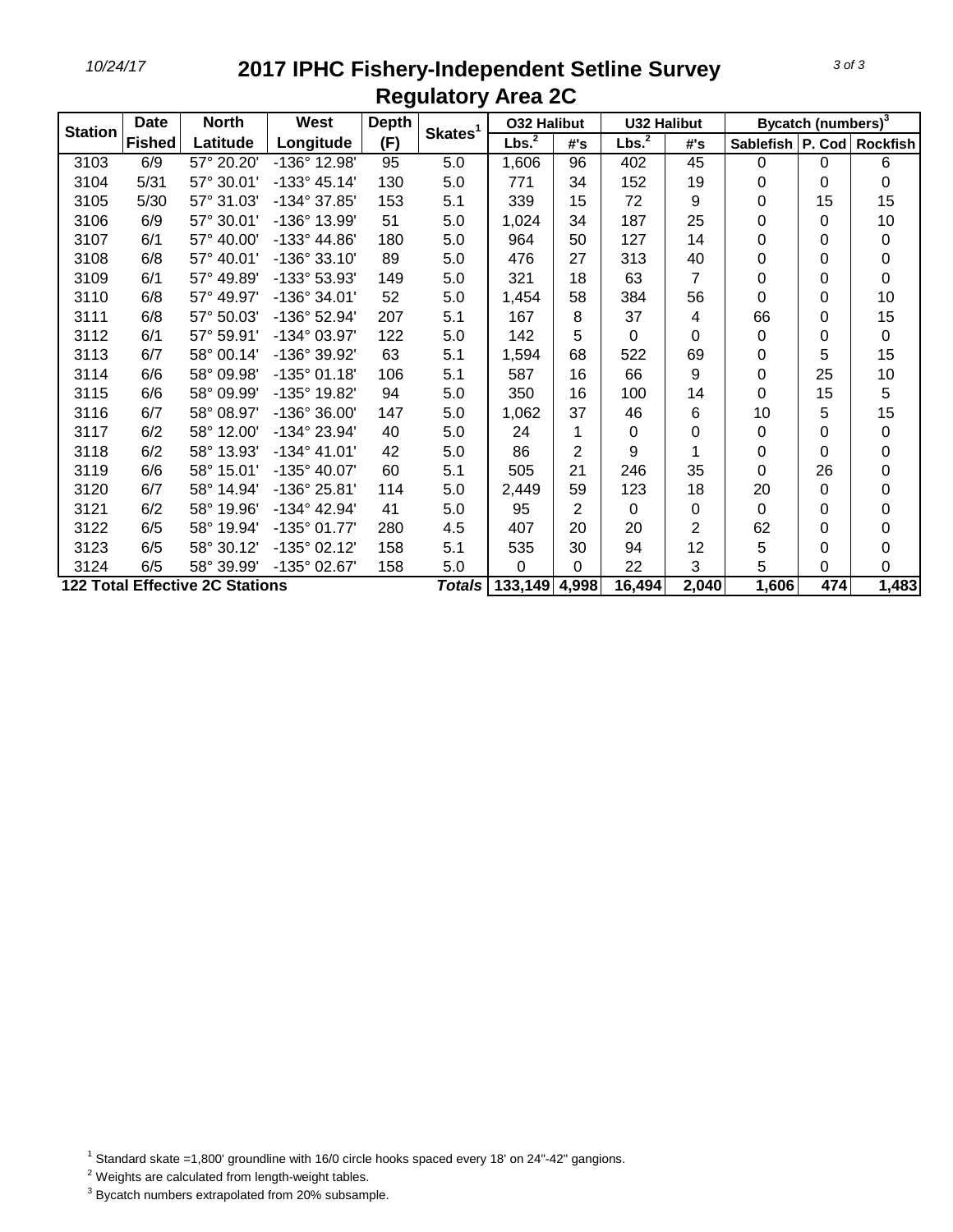# 2017 IPHC Fishery-Independent Setline Survey
## Regulatory Area 2C

| Station | Date Fished | North Latitude | West Longitude | Depth (F) | Skates[1] | O32 Halibut Lbs.[2] | O32 Halibut #'s | U32 Halibut Lbs.[2] | U32 Halibut #'s | Bycatch (numbers)[3] Sablefish | P. Cod | Rockfish |
|---|---|---|---|---|---|---|---|---|---|---|---|---|
| 3103 | 6/9 | 57° 20.20' | -136° 12.98' | 95 | 5.0 | 1,606 | 96 | 402 | 45 | 0 | 0 | 6 |
| 3104 | 5/31 | 57° 30.01' | -133° 45.14' | 130 | 5.0 | 771 | 34 | 152 | 19 | 0 | 0 | 0 |
| 3105 | 5/30 | 57° 31.03' | -134° 37.85' | 153 | 5.1 | 339 | 15 | 72 | 9 | 0 | 15 | 15 |
| 3106 | 6/9 | 57° 30.01' | -136° 13.99' | 51 | 5.0 | 1,024 | 34 | 187 | 25 | 0 | 0 | 10 |
| 3107 | 6/1 | 57° 40.00' | -133° 44.86' | 180 | 5.0 | 964 | 50 | 127 | 14 | 0 | 0 | 0 |
| 3108 | 6/8 | 57° 40.01' | -136° 33.10' | 89 | 5.0 | 476 | 27 | 313 | 40 | 0 | 0 | 0 |
| 3109 | 6/1 | 57° 49.89' | -133° 53.93' | 149 | 5.0 | 321 | 18 | 63 | 7 | 0 | 0 | 0 |
| 3110 | 6/8 | 57° 49.97' | -136° 34.01' | 52 | 5.0 | 1,454 | 58 | 384 | 56 | 0 | 0 | 10 |
| 3111 | 6/8 | 57° 50.03' | -136° 52.94' | 207 | 5.1 | 167 | 8 | 37 | 4 | 66 | 0 | 15 |
| 3112 | 6/1 | 57° 59.91' | -134° 03.97' | 122 | 5.0 | 142 | 5 | 0 | 0 | 0 | 0 | 0 |
| 3113 | 6/7 | 58° 00.14' | -136° 39.92' | 63 | 5.1 | 1,594 | 68 | 522 | 69 | 0 | 5 | 15 |
| 3114 | 6/6 | 58° 09.98' | -135° 01.18' | 106 | 5.1 | 587 | 16 | 66 | 9 | 0 | 25 | 10 |
| 3115 | 6/6 | 58° 09.99' | -135° 19.82' | 94 | 5.0 | 350 | 16 | 100 | 14 | 0 | 15 | 5 |
| 3116 | 6/7 | 58° 08.97' | -136° 36.00' | 147 | 5.0 | 1,062 | 37 | 46 | 6 | 10 | 5 | 15 |
| 3117 | 6/2 | 58° 12.00' | -134° 23.94' | 40 | 5.0 | 24 | 1 | 0 | 0 | 0 | 0 | 0 |
| 3118 | 6/2 | 58° 13.93' | -134° 41.01' | 42 | 5.0 | 86 | 2 | 9 | 1 | 0 | 0 | 0 |
| 3119 | 6/6 | 58° 15.01' | -135° 40.07' | 60 | 5.1 | 505 | 21 | 246 | 35 | 0 | 26 | 0 |
| 3120 | 6/7 | 58° 14.94' | -136° 25.81' | 114 | 5.0 | 2,449 | 59 | 123 | 18 | 20 | 0 | 0 |
| 3121 | 6/2 | 58° 19.96' | -134° 42.94' | 41 | 5.0 | 95 | 2 | 0 | 0 | 0 | 0 | 0 |
| 3122 | 6/5 | 58° 19.94' | -135° 01.77' | 280 | 4.5 | 407 | 20 | 20 | 2 | 62 | 0 | 0 |
| 3123 | 6/5 | 58° 30.12' | -135° 02.12' | 158 | 5.1 | 535 | 30 | 94 | 12 | 5 | 0 | 0 |
| 3124 | 6/5 | 58° 39.99' | -135° 02.67' | 158 | 5.0 | 0 | 0 | 22 | 3 | 5 | 0 | 0 |
| **122 Total Effective 2C Stations** | | | | | ***Totals*** | **133,149** | **4,998** | **16,494** | **2,040** | **1,606** | **474** | **1,483** |

[1] Standard skate =1,800' groundline with 16/0 circle hooks spaced every 18' on 24"-42" gangions.

[2] Weights are calculated from length-weight tables.

[3] Bycatch numbers extrapolated from 20% subsample.